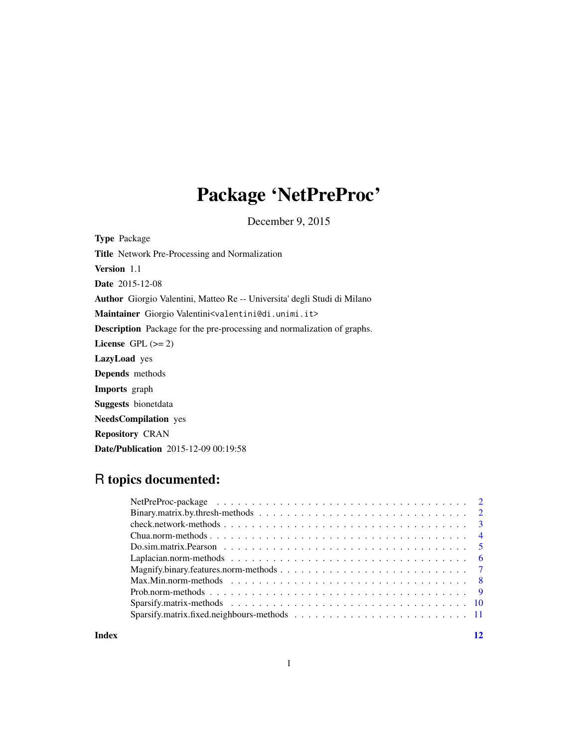# Package 'NetPreProc'

December 9, 2015

**Type** Package

**Title** Network Pre-Processing and Normalization

**Version** 1.1

**Date** 2015-12-08

**Author** Giorgio Valentini, Matteo Re -- Universita' degli Studi di Milano

**Maintainer** Giorgio Valentini<valentini@di.unimi.it>

**Description** Package for the pre-processing and normalization of graphs.

**License** GPL (>= 2)

**LazyLoad** yes

**Depends** methods

**Imports** graph

**Suggests** bionetdata

**NeedsCompilation** yes

**Repository** CRAN

**Date/Publication** 2015-12-09 00:19:58

## R topics documented:

| | |
|---|---|
| NetPreProc-package | 2 |
| Binary.matrix.by.thresh-methods | 2 |
| check.network-methods | 3 |
| Chua.norm-methods | 4 |
| Do.sim.matrix.Pearson | 5 |
| Laplacian.norm-methods | 6 |
| Magnify.binary.features.norm-methods | 7 |
| Max.Min.norm-methods | 8 |
| Prob.norm-methods | 9 |
| Sparsify.matrix-methods | 10 |
| Sparsify.matrix.fixed.neighbours-methods | 11 |
| **Index** | **12** |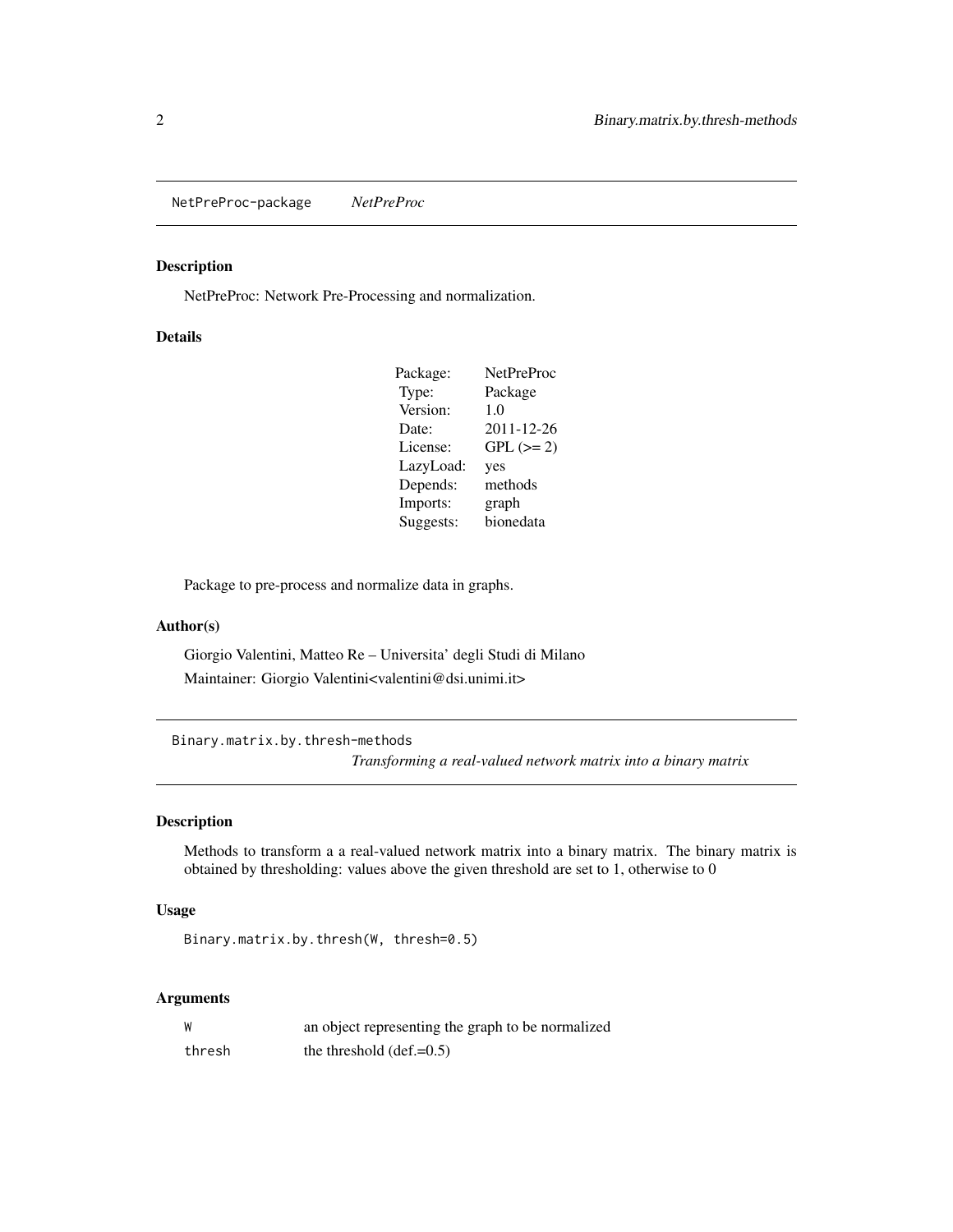## NetPreProc-package *NetPreProc*

### Description

NetPreProc: Network Pre-Processing and normalization.

### Details

| | |
|---|---|
| Package: | NetPreProc |
| Type: | Package |
| Version: | 1.0 |
| Date: | 2011-12-26 |
| License: | GPL (>= 2) |
| LazyLoad: | yes |
| Depends: | methods |
| Imports: | graph |
| Suggests: | bionedata |

Package to pre-process and normalize data in graphs.

### Author(s)

Giorgio Valentini, Matteo Re – Universita' degli Studi di Milano

Maintainer: Giorgio Valentini<valentini@dsi.unimi.it>

## Binary.matrix.by.thresh-methods *Transforming a real-valued network matrix into a binary matrix*

### Description

Methods to transform a a real-valued network matrix into a binary matrix. The binary matrix is obtained by thresholding: values above the given threshold are set to 1, otherwise to 0

### Usage

```
Binary.matrix.by.thresh(W, thresh=0.5)
```

### Arguments

| | |
|---|---|
| W | an object representing the graph to be normalized |
| thresh | the threshold (def.=0.5) |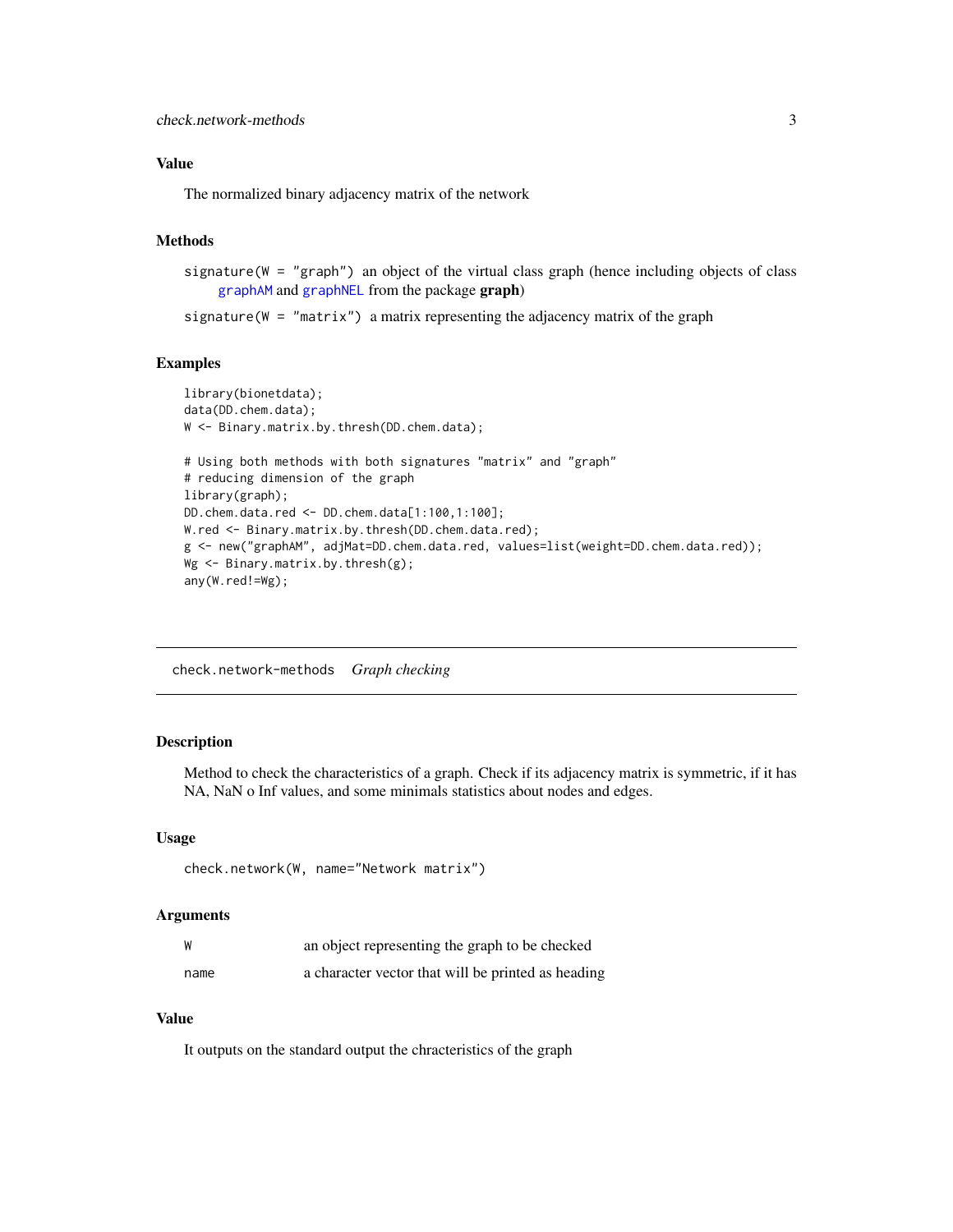## Value

The normalized binary adjacency matrix of the network

## Methods

signature(W = "graph") an object of the virtual class graph (hence including objects of class graphAM and graphNEL from the package **graph**)

signature(W = "matrix") a matrix representing the adjacency matrix of the graph

## Examples

```
library(bionetdata);
data(DD.chem.data);
W <- Binary.matrix.by.thresh(DD.chem.data);

# Using both methods with both signatures "matrix" and "graph"
# reducing dimension of the graph
library(graph);
DD.chem.data.red <- DD.chem.data[1:100,1:100];
W.red <- Binary.matrix.by.thresh(DD.chem.data.red);
g <- new("graphAM", adjMat=DD.chem.data.red, values=list(weight=DD.chem.data.red));
Wg <- Binary.matrix.by.thresh(g);
any(W.red!=Wg);
```

---

# check.network-methods *Graph checking*

## Description

Method to check the characteristics of a graph. Check if its adjacency matrix is symmetric, if it has NA, NaN o Inf values, and some minimals statistics about nodes and edges.

## Usage

```
check.network(W, name="Network matrix")
```

## Arguments

| | |
|---|---|
| W | an object representing the graph to be checked |
| name | a character vector that will be printed as heading |

## Value

It outputs on the standard output the chracteristics of the graph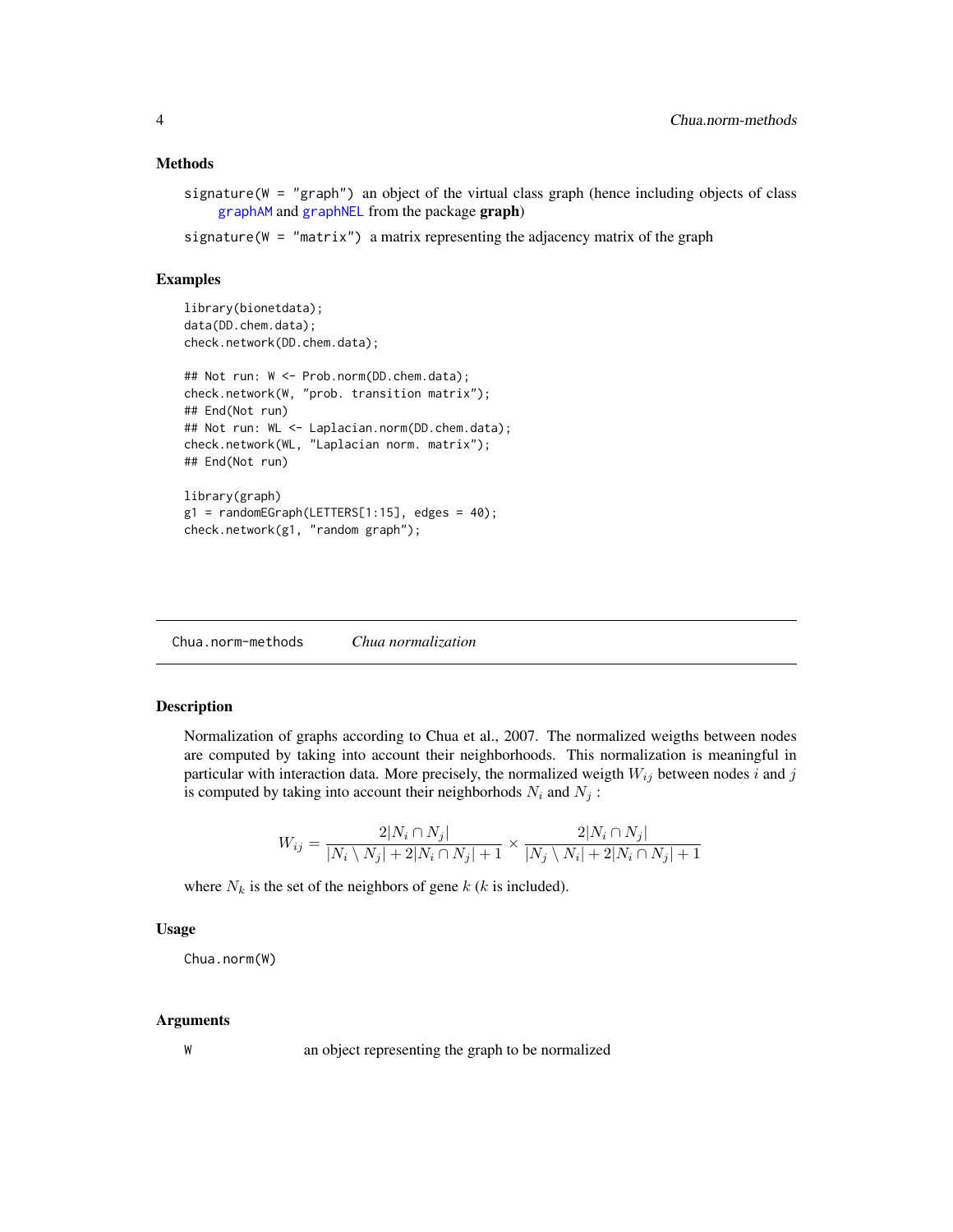### Methods

`signature(W = "graph")` an object of the virtual class graph (hence including objects of class graphAM and graphNEL from the package **graph**)

`signature(W = "matrix")` a matrix representing the adjacency matrix of the graph

### Examples

```
library(bionetdata);
data(DD.chem.data);
check.network(DD.chem.data);

## Not run: W <- Prob.norm(DD.chem.data);
check.network(W, "prob. transition matrix");
## End(Not run)
## Not run: WL <- Laplacian.norm(DD.chem.data);
check.network(WL, "Laplacian norm. matrix");
## End(Not run)

library(graph)
g1 = randomEGraph(LETTERS[1:15], edges = 40);
check.network(g1, "random graph");
```

---

## Chua.norm-methods *Chua normalization*

### Description

Normalization of graphs according to Chua et al., 2007. The normalized weigths between nodes are computed by taking into account their neighborhoods. This normalization is meaningful in particular with interaction data. More precisely, the normalized weigth $W_{ij}$ between nodes $i$ and $j$ is computed by taking into account their neighborhods $N_i$ and $N_j$ :

$$W_{ij} = \frac{2|N_i \cap N_j|}{|N_i \setminus N_j| + 2|N_i \cap N_j| + 1} \times \frac{2|N_i \cap N_j|}{|N_j \setminus N_i| + 2|N_i \cap N_j| + 1}$$

where $N_k$ is the set of the neighbors of gene $k$ ($k$ is included).

### Usage

```
Chua.norm(W)
```

### Arguments

`W` an object representing the graph to be normalized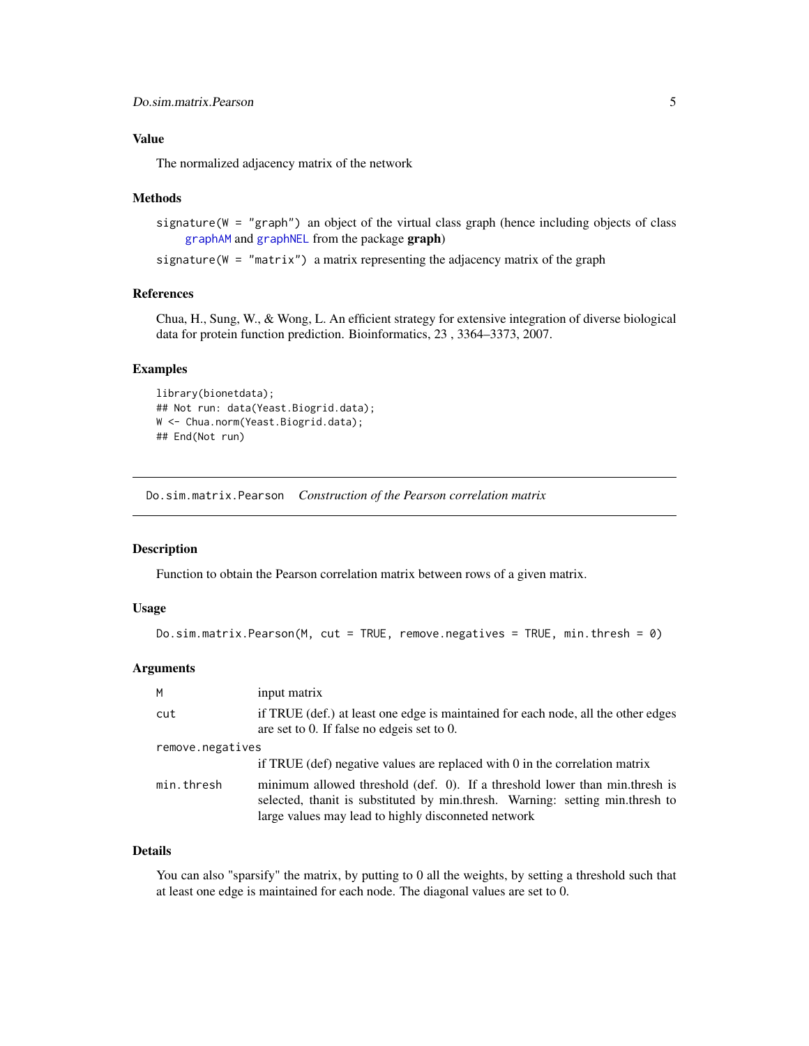## Value

The normalized adjacency matrix of the network

## Methods

signature(W = "graph") an object of the virtual class graph (hence including objects of class graphAM and graphNEL from the package **graph**)

signature(W = "matrix") a matrix representing the adjacency matrix of the graph

## References

Chua, H., Sung, W., & Wong, L. An efficient strategy for extensive integration of diverse biological data for protein function prediction. Bioinformatics, 23 , 3364–3373, 2007.

## Examples

```
library(bionetdata);
## Not run: data(Yeast.Biogrid.data);
W <- Chua.norm(Yeast.Biogrid.data);
## End(Not run)
```

---

# Do.sim.matrix.Pearson *Construction of the Pearson correlation matrix*

## Description

Function to obtain the Pearson correlation matrix between rows of a given matrix.

## Usage

```
Do.sim.matrix.Pearson(M, cut = TRUE, remove.negatives = TRUE, min.thresh = 0)
```

## Arguments

| | |
|---|---|
| M | input matrix |
| cut | if TRUE (def.) at least one edge is maintained for each node, all the other edges are set to 0. If false no edgeis set to 0. |
| remove.negatives | if TRUE (def) negative values are replaced with 0 in the correlation matrix |
| min.thresh | minimum allowed threshold (def. 0). If a threshold lower than min.thresh is selected, thanit is substituted by min.thresh. Warning: setting min.thresh to large values may lead to highly disconneted network |

## Details

You can also "sparsify" the matrix, by putting to 0 all the weights, by setting a threshold such that at least one edge is maintained for each node. The diagonal values are set to 0.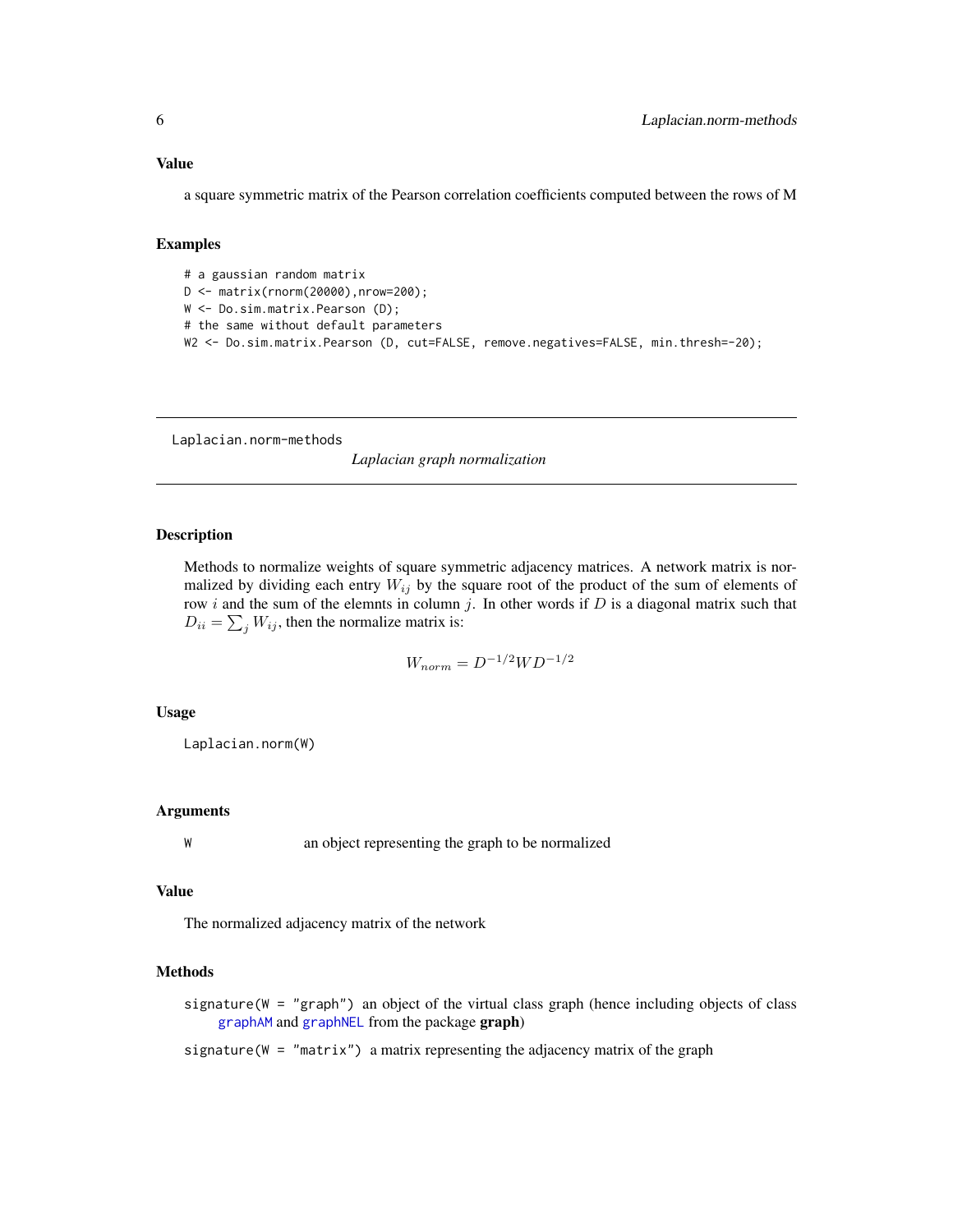### Value

a square symmetric matrix of the Pearson correlation coefficients computed between the rows of M

### Examples

```
# a gaussian random matrix
D <- matrix(rnorm(20000),nrow=200);
W <- Do.sim.matrix.Pearson (D);
# the same without default parameters
W2 <- Do.sim.matrix.Pearson (D, cut=FALSE, remove.negatives=FALSE, min.thresh=-20);
```

---

## Laplacian.norm-methods

*Laplacian graph normalization*

---

### Description

Methods to normalize weights of square symmetric adjacency matrices. A network matrix is normalized by dividing each entry $W_{ij}$ by the square root of the product of the sum of elements of row $i$ and the sum of the elemnts in column $j$. In other words if $D$ is a diagonal matrix such that $D_{ii} = \sum_j W_{ij}$, then the normalize matrix is:

$$W_{norm} = D^{-1/2} W D^{-1/2}$$

### Usage

```
Laplacian.norm(W)
```

### Arguments

`W` an object representing the graph to be normalized

### Value

The normalized adjacency matrix of the network

### Methods

`signature(W = "graph")` an object of the virtual class graph (hence including objects of class `graphAM` and `graphNEL` from the package **graph**)

`signature(W = "matrix")` a matrix representing the adjacency matrix of the graph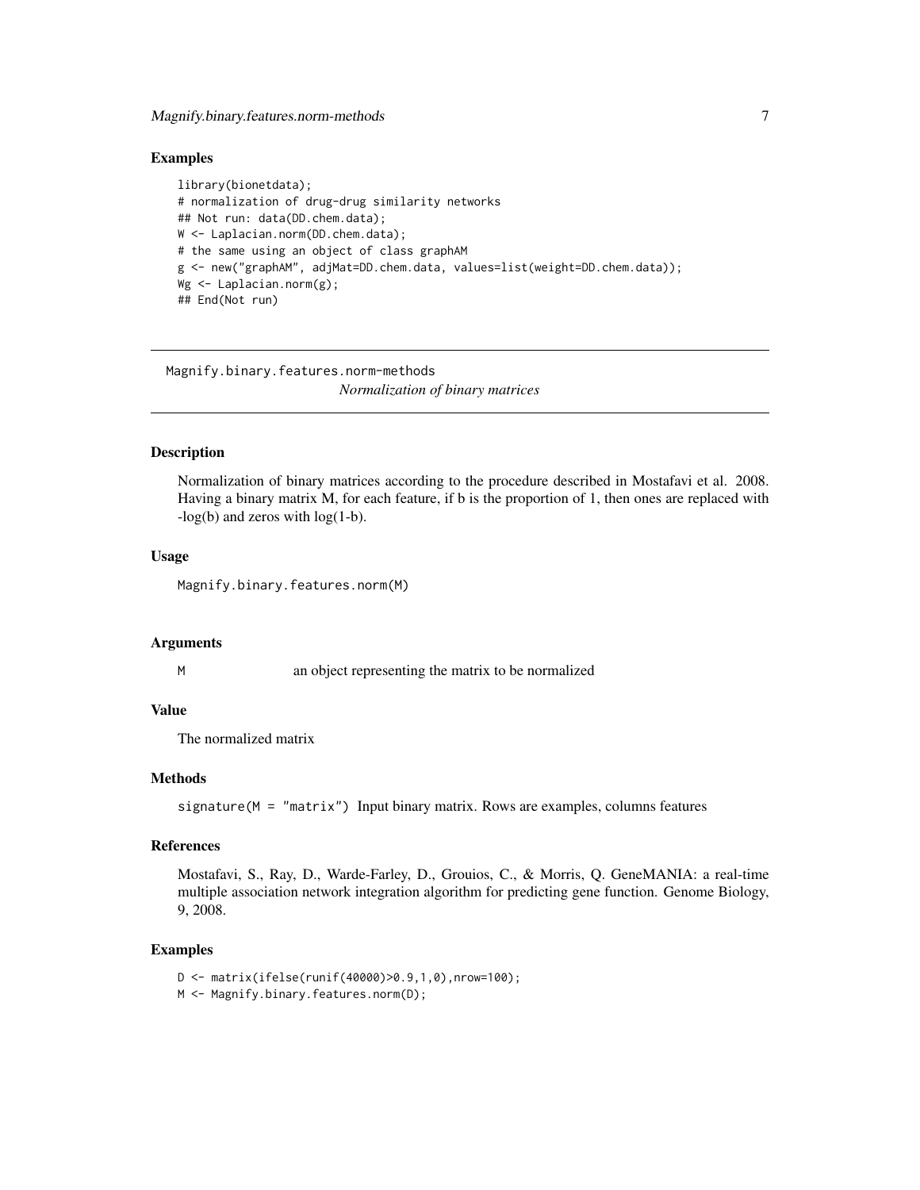### Examples

```
library(bionetdata);
# normalization of drug-drug similarity networks
## Not run: data(DD.chem.data);
W <- Laplacian.norm(DD.chem.data);
# the same using an object of class graphAM
g <- new("graphAM", adjMat=DD.chem.data, values=list(weight=DD.chem.data));
Wg <- Laplacian.norm(g);
## End(Not run)
```

## Magnify.binary.features.norm-methods

*Normalization of binary matrices*

### Description

Normalization of binary matrices according to the procedure described in Mostafavi et al. 2008. Having a binary matrix M, for each feature, if b is the proportion of 1, then ones are replaced with -log(b) and zeros with log(1-b).

### Usage

```
Magnify.binary.features.norm(M)
```

### Arguments

| | |
|---|---|
| M | an object representing the matrix to be normalized |

### Value

The normalized matrix

### Methods

`signature(M = "matrix")` Input binary matrix. Rows are examples, columns features

### References

Mostafavi, S., Ray, D., Warde-Farley, D., Grouios, C., & Morris, Q. GeneMANIA: a real-time multiple association network integration algorithm for predicting gene function. Genome Biology, 9, 2008.

### Examples

```
D <- matrix(ifelse(runif(40000)>0.9,1,0),nrow=100);
M <- Magnify.binary.features.norm(D);
```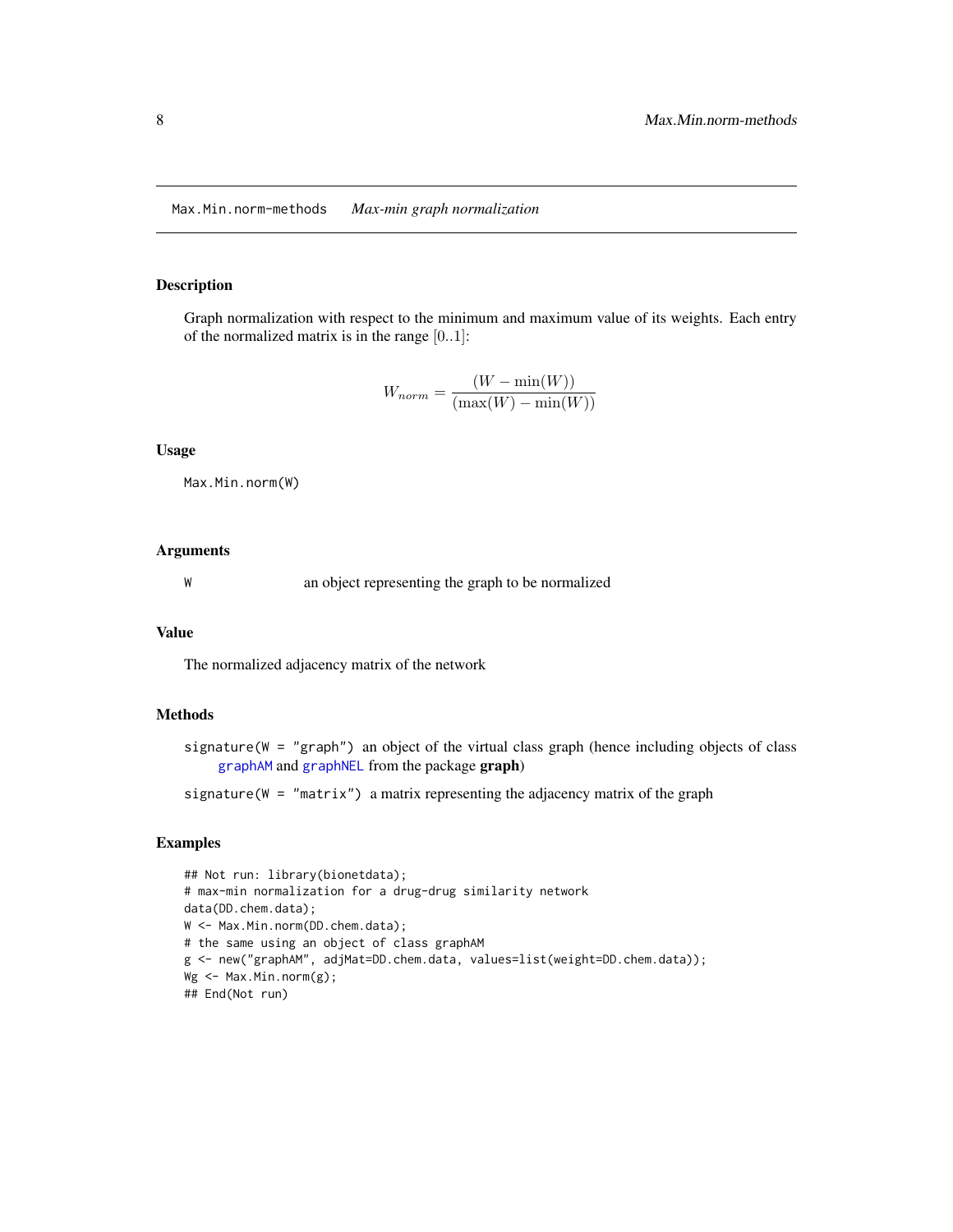Max.Min.norm-methods *Max-min graph normalization*

## Description

Graph normalization with respect to the minimum and maximum value of its weights. Each entry of the normalized matrix is in the range $[0..1]$:

$$W_{norm} = \frac{(W - \min(W))}{(\max(W) - \min(W))}$$

## Usage

```
Max.Min.norm(W)
```

## Arguments

`W` an object representing the graph to be normalized

## Value

The normalized adjacency matrix of the network

## Methods

`signature(W = "graph")` an object of the virtual class graph (hence including objects of class `graphAM` and `graphNEL` from the package **graph**)

`signature(W = "matrix")` a matrix representing the adjacency matrix of the graph

## Examples

```
## Not run: library(bionetdata);
# max-min normalization for a drug-drug similarity network
data(DD.chem.data);
W <- Max.Min.norm(DD.chem.data);
# the same using an object of class graphAM
g <- new("graphAM", adjMat=DD.chem.data, values=list(weight=DD.chem.data));
Wg <- Max.Min.norm(g);
## End(Not run)
```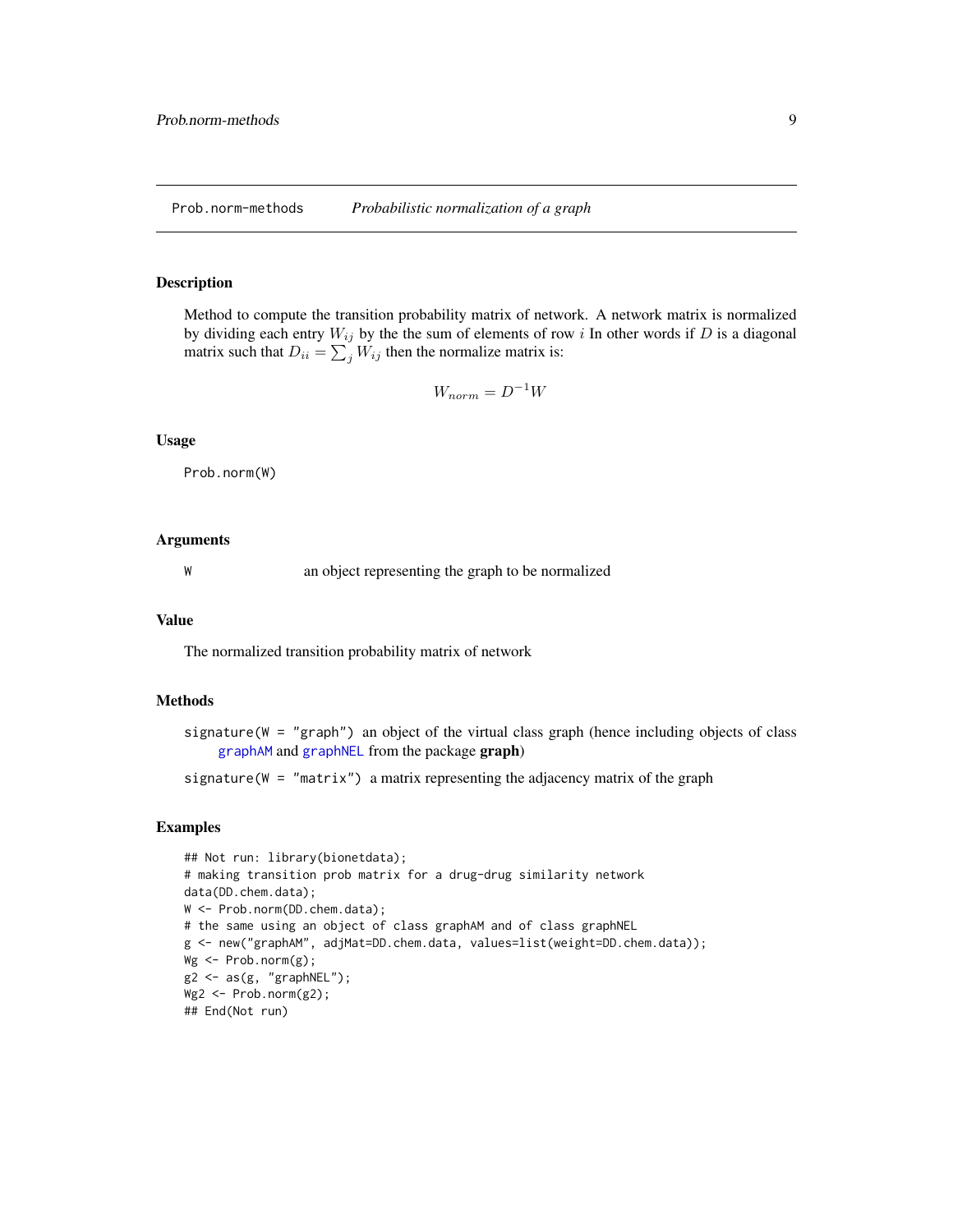Prob.norm-methods *Probabilistic normalization of a graph*

## Description

Method to compute the transition probability matrix of network. A network matrix is normalized by dividing each entry $W_{ij}$ by the the sum of elements of row $i$ In other words if $D$ is a diagonal matrix such that $D_{ii} = \sum_j W_{ij}$ then the normalize matrix is:

$$W_{norm} = D^{-1}W$$

## Usage

```
Prob.norm(W)
```

## Arguments

W an object representing the graph to be normalized

## Value

The normalized transition probability matrix of network

## Methods

`signature(W = "graph")` an object of the virtual class graph (hence including objects of class `graphAM` and `graphNEL` from the package **graph**)

`signature(W = "matrix")` a matrix representing the adjacency matrix of the graph

## Examples

```
## Not run: library(bionetdata);
# making transition prob matrix for a drug-drug similarity network
data(DD.chem.data);
W <- Prob.norm(DD.chem.data);
# the same using an object of class graphAM and of class graphNEL
g <- new("graphAM", adjMat=DD.chem.data, values=list(weight=DD.chem.data));
Wg <- Prob.norm(g);
g2 <- as(g, "graphNEL");
Wg2 <- Prob.norm(g2);
## End(Not run)
```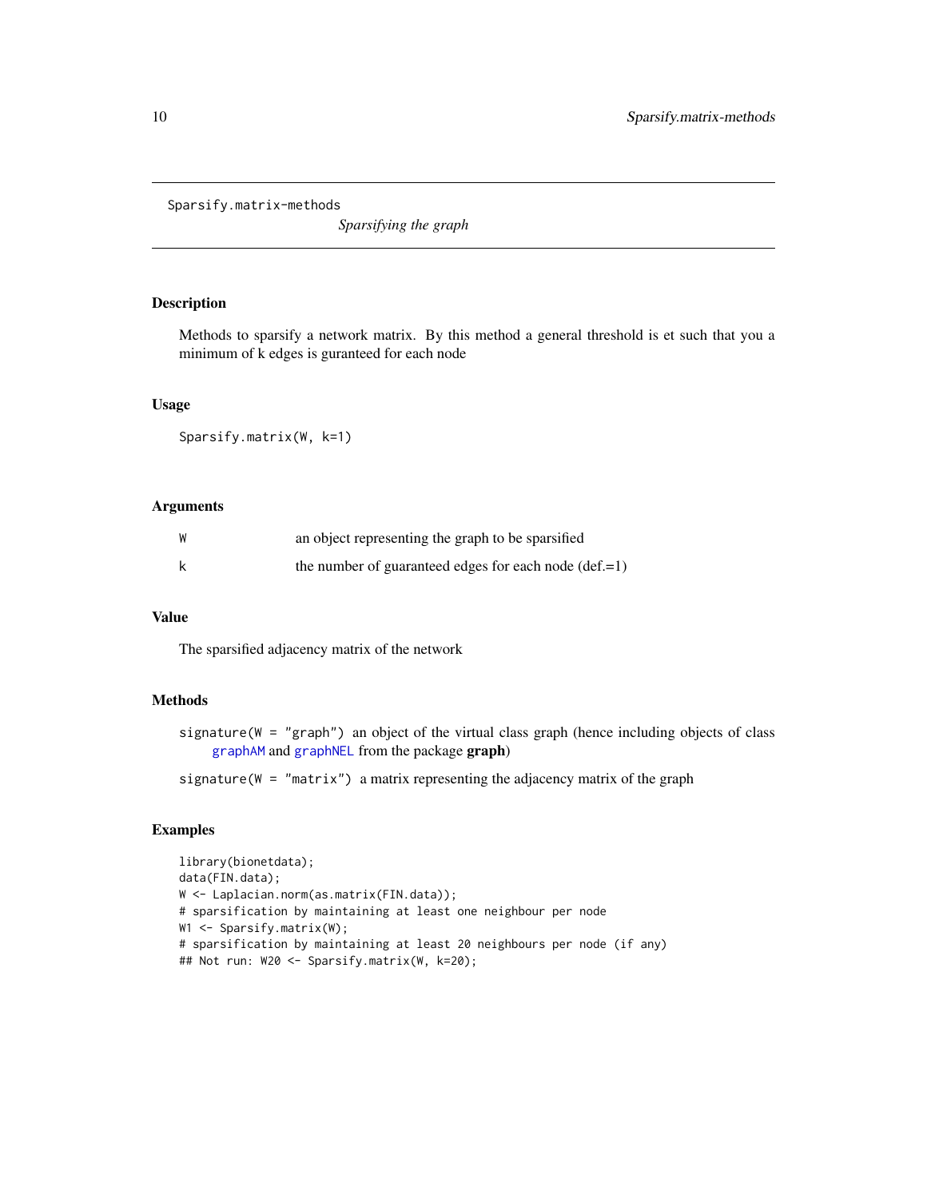Sparsify.matrix-methods

*Sparsifying the graph*

## Description

Methods to sparsify a network matrix. By this method a general threshold is et such that you a minimum of k edges is guranteed for each node

## Usage

```
Sparsify.matrix(W, k=1)
```

## Arguments

| | |
|---|---|
| W | an object representing the graph to be sparsified |
| k | the number of guaranteed edges for each node (def.=1) |

## Value

The sparsified adjacency matrix of the network

## Methods

`signature(W = "graph")` an object of the virtual class graph (hence including objects of class `graphAM` and `graphNEL` from the package **graph**)

`signature(W = "matrix")` a matrix representing the adjacency matrix of the graph

## Examples

```
library(bionetdata);
data(FIN.data);
W <- Laplacian.norm(as.matrix(FIN.data));
# sparsification by maintaining at least one neighbour per node
W1 <- Sparsify.matrix(W);
# sparsification by maintaining at least 20 neighbours per node (if any)
## Not run: W20 <- Sparsify.matrix(W, k=20);
```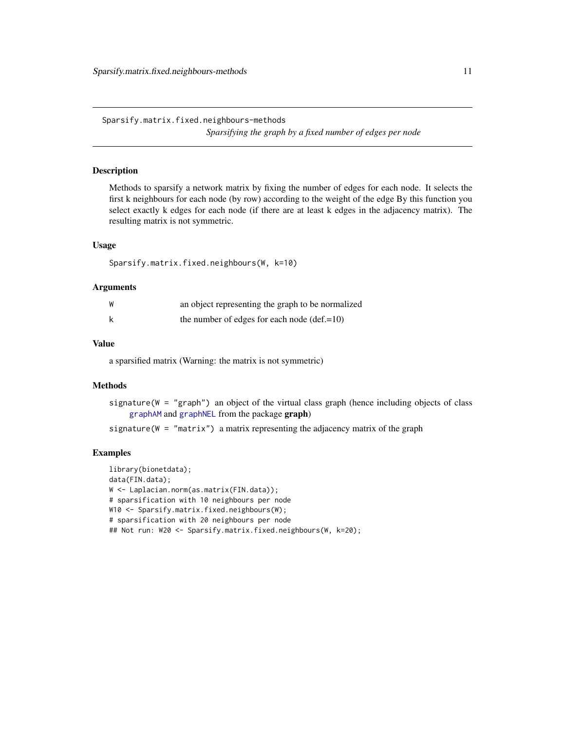Sparsify.matrix.fixed.neighbours-methods

*Sparsifying the graph by a fixed number of edges per node*

## Description

Methods to sparsify a network matrix by fixing the number of edges for each node. It selects the first k neighbours for each node (by row) according to the weight of the edge By this function you select exactly k edges for each node (if there are at least k edges in the adjacency matrix). The resulting matrix is not symmetric.

## Usage

```
Sparsify.matrix.fixed.neighbours(W, k=10)
```

## Arguments

| | |
|---|---|
| `W` | an object representing the graph to be normalized |
| `k` | the number of edges for each node (def.=10) |

## Value

a sparsified matrix (Warning: the matrix is not symmetric)

## Methods

`signature(W = "graph")` an object of the virtual class graph (hence including objects of class `graphAM` and `graphNEL` from the package **graph**)

`signature(W = "matrix")` a matrix representing the adjacency matrix of the graph

## Examples

```
library(bionetdata);
data(FIN.data);
W <- Laplacian.norm(as.matrix(FIN.data));
# sparsification with 10 neighbours per node
W10 <- Sparsify.matrix.fixed.neighbours(W);
# sparsification with 20 neighbours per node
## Not run: W20 <- Sparsify.matrix.fixed.neighbours(W, k=20);
```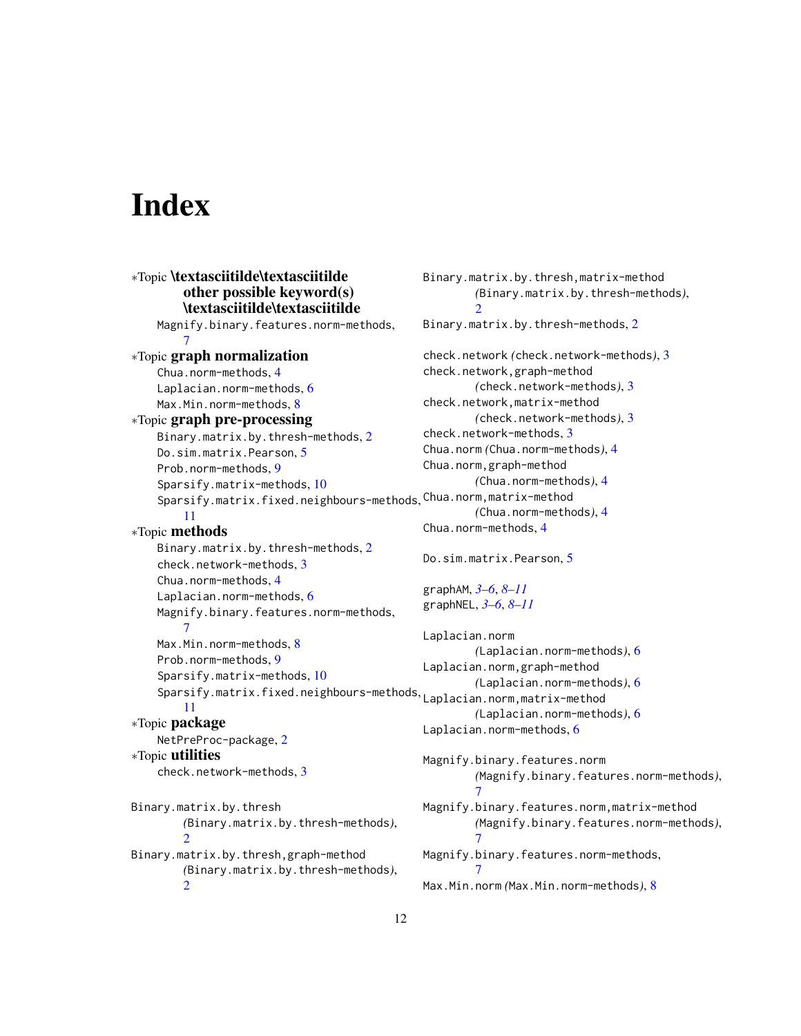# Index

∗Topic **\textasciitilde\textasciitilde other possible keyword(s) \textasciitilde\textasciitilde**
- Magnify.binary.features.norm-methods, 7

∗Topic **graph normalization**
- Chua.norm-methods, 4
- Laplacian.norm-methods, 6
- Max.Min.norm-methods, 8

∗Topic **graph pre-processing**
- Binary.matrix.by.thresh-methods, 2
- Do.sim.matrix.Pearson, 5
- Prob.norm-methods, 9
- Sparsify.matrix-methods, 10
- Sparsify.matrix.fixed.neighbours-methods, 11

∗Topic **methods**
- Binary.matrix.by.thresh-methods, 2
- check.network-methods, 3
- Chua.norm-methods, 4
- Laplacian.norm-methods, 6
- Magnify.binary.features.norm-methods, 7
- Max.Min.norm-methods, 8
- Prob.norm-methods, 9
- Sparsify.matrix-methods, 10
- Sparsify.matrix.fixed.neighbours-methods, 11

∗Topic **package**
- NetPreProc-package, 2

∗Topic **utilities**
- check.network-methods, 3

Binary.matrix.by.thresh *(Binary.matrix.by.thresh-methods)*, 2
Binary.matrix.by.thresh,graph-method *(Binary.matrix.by.thresh-methods)*, 2
Binary.matrix.by.thresh,matrix-method *(Binary.matrix.by.thresh-methods)*, 2
Binary.matrix.by.thresh-methods, 2

check.network *(check.network-methods)*, 3
check.network,graph-method *(check.network-methods)*, 3
check.network,matrix-method *(check.network-methods)*, 3
check.network-methods, 3
Chua.norm *(Chua.norm-methods)*, 4
Chua.norm,graph-method *(Chua.norm-methods)*, 4
Chua.norm,matrix-method *(Chua.norm-methods)*, 4
Chua.norm-methods, 4

Do.sim.matrix.Pearson, 5

graphAM, *3–6*, *8–11*
graphNEL, *3–6*, *8–11*

Laplacian.norm *(Laplacian.norm-methods)*, 6
Laplacian.norm,graph-method *(Laplacian.norm-methods)*, 6
Laplacian.norm,matrix-method *(Laplacian.norm-methods)*, 6
Laplacian.norm-methods, 6

Magnify.binary.features.norm *(Magnify.binary.features.norm-methods)*, 7
Magnify.binary.features.norm,matrix-method *(Magnify.binary.features.norm-methods)*, 7
Magnify.binary.features.norm-methods, 7
Max.Min.norm *(Max.Min.norm-methods)*, 8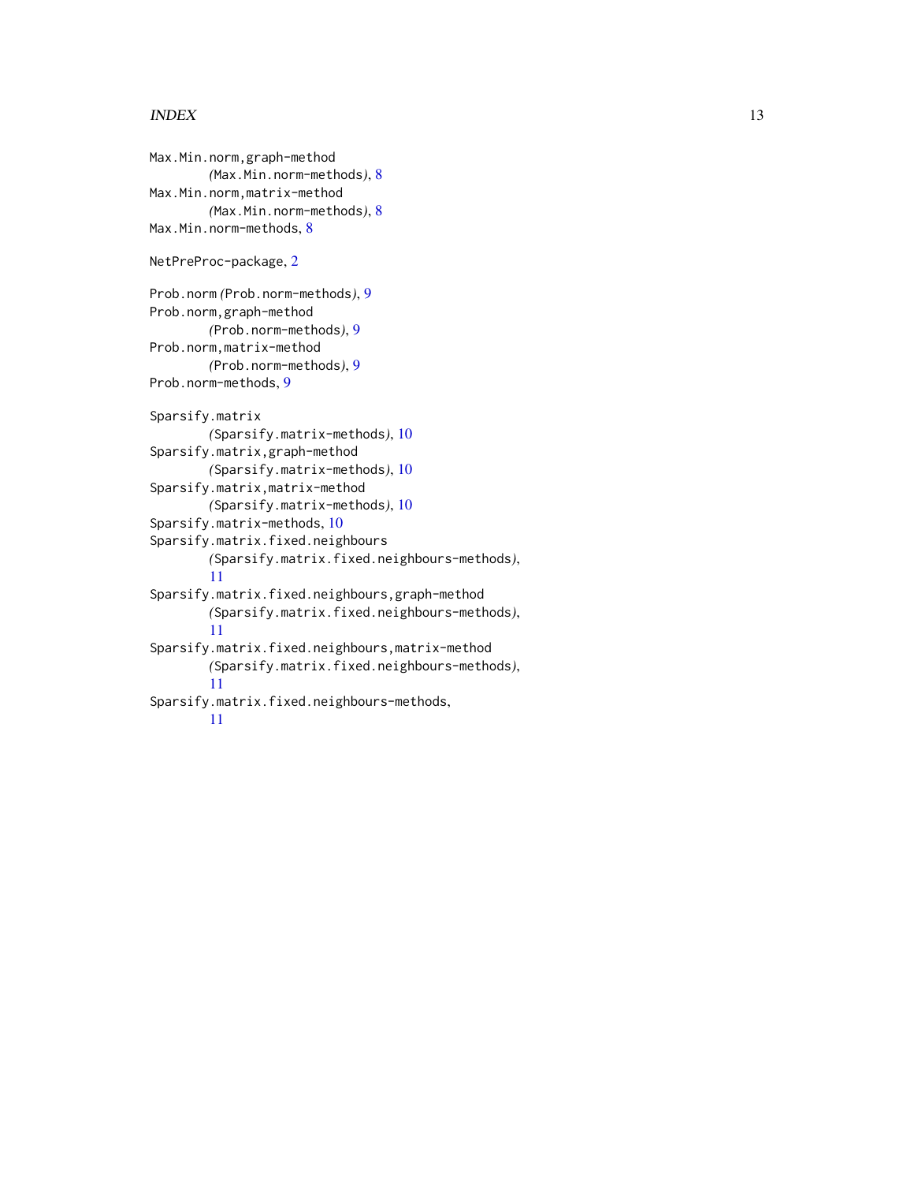Max.Min.norm,graph-method
        (Max.Min.norm-methods), 8
Max.Min.norm,matrix-method
        (Max.Min.norm-methods), 8
Max.Min.norm-methods, 8

NetPreProc-package, 2

Prob.norm (Prob.norm-methods), 9
Prob.norm,graph-method
        (Prob.norm-methods), 9
Prob.norm,matrix-method
        (Prob.norm-methods), 9
Prob.norm-methods, 9

Sparsify.matrix
        (Sparsify.matrix-methods), 10
Sparsify.matrix,graph-method
        (Sparsify.matrix-methods), 10
Sparsify.matrix,matrix-method
        (Sparsify.matrix-methods), 10
Sparsify.matrix-methods, 10
Sparsify.matrix.fixed.neighbours
        (Sparsify.matrix.fixed.neighbours-methods),
        11
Sparsify.matrix.fixed.neighbours,graph-method
        (Sparsify.matrix.fixed.neighbours-methods),
        11
Sparsify.matrix.fixed.neighbours,matrix-method
        (Sparsify.matrix.fixed.neighbours-methods),
        11
Sparsify.matrix.fixed.neighbours-methods,
        11